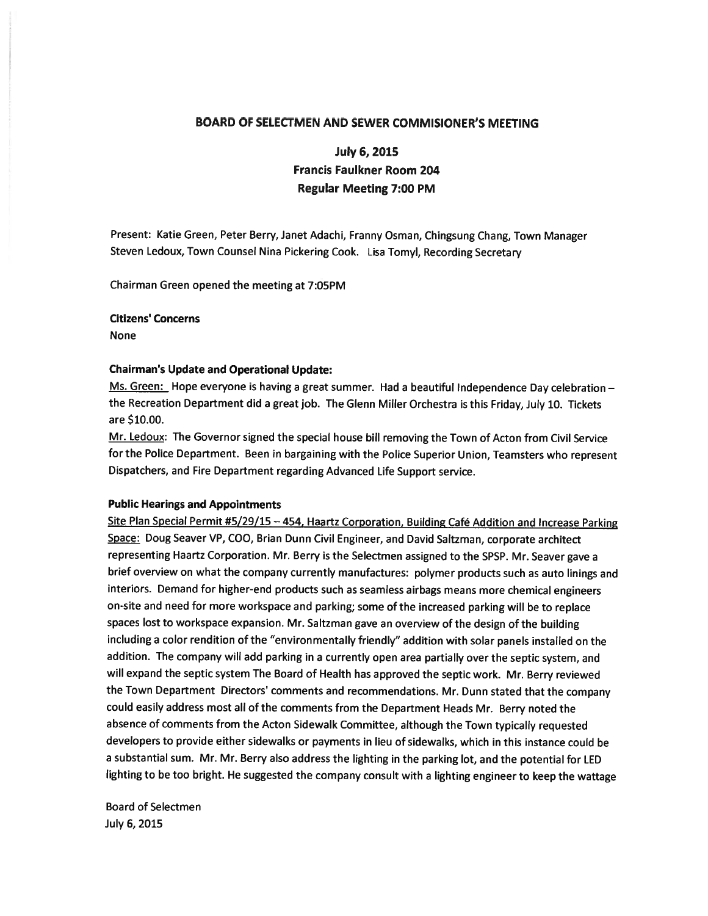## BOARD OF SELECTMEN AND SEWER COMMISIONER'S MEETING

### July 6, 2015
### Francis Faulkner Room 204
### Regular Meeting 7:00 PM

Present: Katie Green, Peter Berry, Janet Adachi, Franny Osman, Chingsung Chang, Town Manager Steven Ledoux, Town Counsel Nina Pickering Cook. Lisa Tomyl, Recording Secretary

Chairman Green opened the meeting at 7:05PM

**Citizens' Concerns**

None

**Chairman's Update and Operational Update:**

Ms. Green: Hope everyone is having a great summer. Had a beautiful Independence Day celebration – the Recreation Department did a great job. The Glenn Miller Orchestra is this Friday, July 10. Tickets are $10.00.

Mr. Ledoux: The Governor signed the special house bill removing the Town of Acton from Civil Service for the Police Department. Been in bargaining with the Police Superior Union, Teamsters who represent Dispatchers, and Fire Department regarding Advanced Life Support service.

**Public Hearings and Appointments**

Site Plan Special Permit #5/29/15 – 454, Haartz Corporation, Building Café Addition and Increase Parking Space: Doug Seaver VP, COO, Brian Dunn Civil Engineer, and David Saltzman, corporate architect representing Haartz Corporation. Mr. Berry is the Selectmen assigned to the SPSP. Mr. Seaver gave a brief overview on what the company currently manufactures: polymer products such as auto linings and interiors. Demand for higher-end products such as seamless airbags means more chemical engineers on-site and need for more workspace and parking; some of the increased parking will be to replace spaces lost to workspace expansion. Mr. Saltzman gave an overview of the design of the building including a color rendition of the "environmentally friendly" addition with solar panels installed on the addition. The company will add parking in a currently open area partially over the septic system, and will expand the septic system The Board of Health has approved the septic work. Mr. Berry reviewed the Town Department Directors' comments and recommendations. Mr. Dunn stated that the company could easily address most all of the comments from the Department Heads Mr. Berry noted the absence of comments from the Acton Sidewalk Committee, although the Town typically requested developers to provide either sidewalks or payments in lieu of sidewalks, which in this instance could be a substantial sum. Mr. Mr. Berry also address the lighting in the parking lot, and the potential for LED lighting to be too bright. He suggested the company consult with a lighting engineer to keep the wattage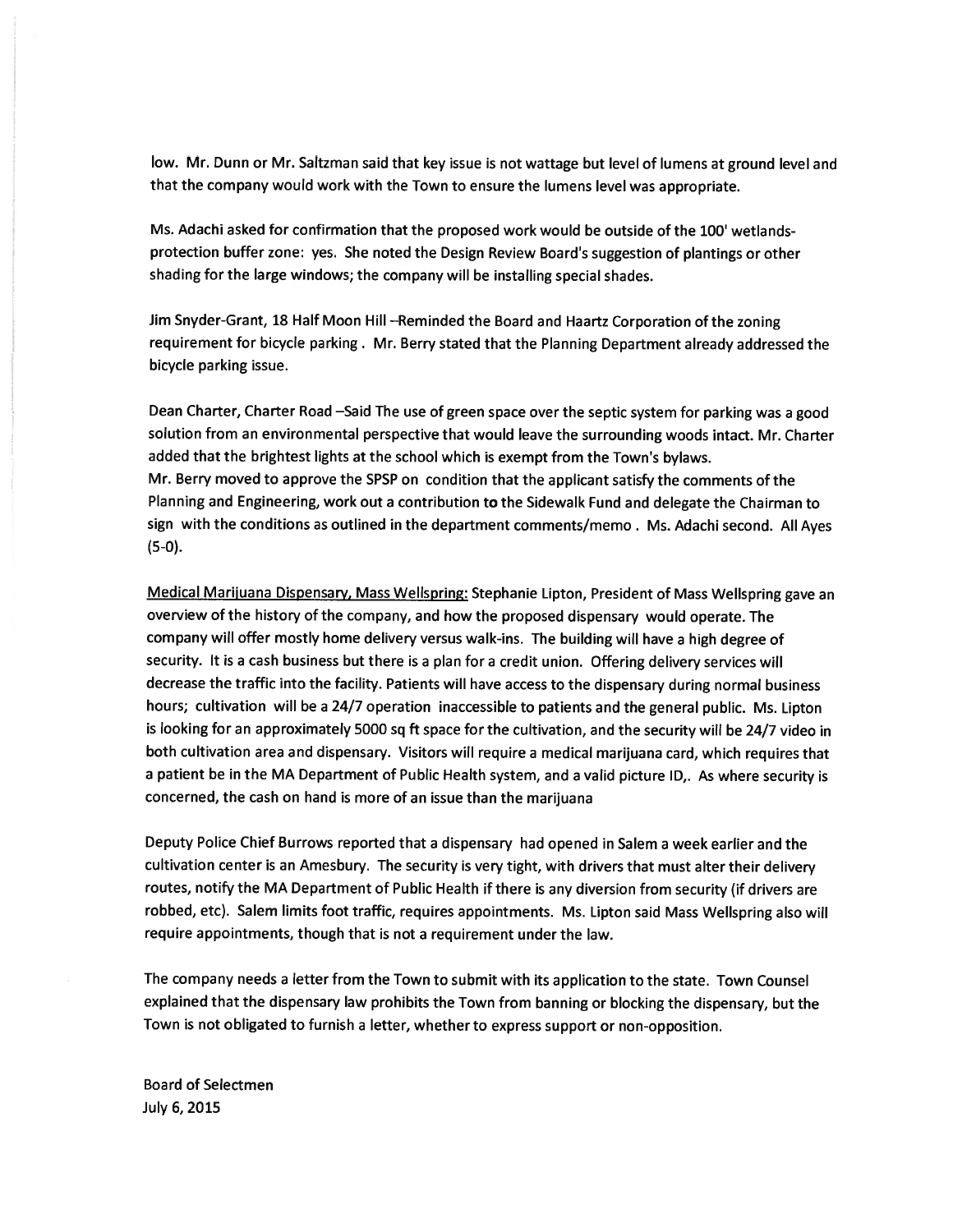low. Mr. Dunn or Mr. Saltzman said that key issue is not wattage but level of lumens at ground level and that the company would work with the Town to ensure the lumens level was appropriate.

Ms. Adachi asked for confirmation that the proposed work would be outside of the 100' wetlands-protection buffer zone: yes. She noted the Design Review Board's suggestion of plantings or other shading for the large windows; the company will be installing special shades.

Jim Snyder-Grant, 18 Half Moon Hill –Reminded the Board and Haartz Corporation of the zoning requirement for bicycle parking . Mr. Berry stated that the Planning Department already addressed the bicycle parking issue.

Dean Charter, Charter Road –Said The use of green space over the septic system for parking was a good solution from an environmental perspective that would leave the surrounding woods intact. Mr. Charter added that the brightest lights at the school which is exempt from the Town's bylaws.
Mr. Berry moved to approve the SPSP on condition that the applicant satisfy the comments of the Planning and Engineering, work out a contribution to the Sidewalk Fund and delegate the Chairman to sign with the conditions as outlined in the department comments/memo . Ms. Adachi second. All Ayes (5-0).

<u>Medical Marijuana Dispensary, Mass Wellspring:</u> Stephanie Lipton, President of Mass Wellspring gave an overview of the history of the company, and how the proposed dispensary would operate. The company will offer mostly home delivery versus walk-ins. The building will have a high degree of security. It is a cash business but there is a plan for a credit union. Offering delivery services will decrease the traffic into the facility. Patients will have access to the dispensary during normal business hours; cultivation will be a 24/7 operation inaccessible to patients and the general public. Ms. Lipton is looking for an approximately 5000 sq ft space for the cultivation, and the security will be 24/7 video in both cultivation area and dispensary. Visitors will require a medical marijuana card, which requires that a patient be in the MA Department of Public Health system, and a valid picture ID,. As where security is concerned, the cash on hand is more of an issue than the marijuana

Deputy Police Chief Burrows reported that a dispensary had opened in Salem a week earlier and the cultivation center is an Amesbury. The security is very tight, with drivers that must alter their delivery routes, notify the MA Department of Public Health if there is any diversion from security (if drivers are robbed, etc). Salem limits foot traffic, requires appointments. Ms. Lipton said Mass Wellspring also will require appointments, though that is not a requirement under the law.

The company needs a letter from the Town to submit with its application to the state. Town Counsel explained that the dispensary law prohibits the Town from banning or blocking the dispensary, but the Town is not obligated to furnish a letter, whether to express support or non-opposition.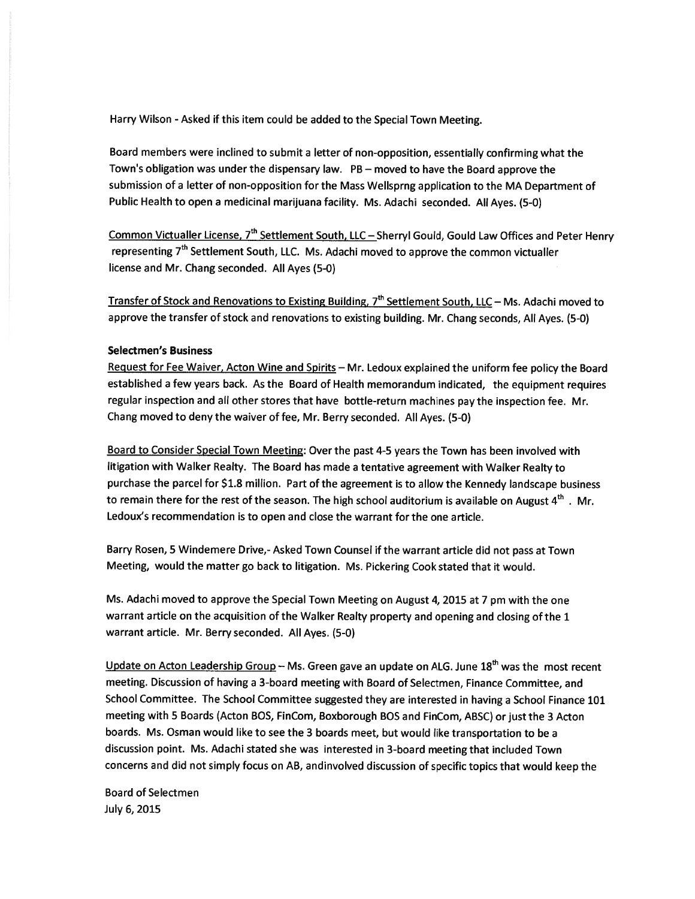Harry Wilson - Asked if this item could be added to the Special Town Meeting.

Board members were inclined to submit a letter of non-opposition, essentially confirming what the Town's obligation was under the dispensary law. PB – moved to have the Board approve the submission of a letter of non-opposition for the Mass Wellsprng application to the MA Department of Public Health to open a medicinal marijuana facility. Ms. Adachi seconded. All Ayes. (5-0)

Common Victualler License, 7th Settlement South, LLC – Sherryl Gould, Gould Law Offices and Peter Henry representing 7th Settlement South, LLC. Ms. Adachi moved to approve the common victualler license and Mr. Chang seconded. All Ayes (5-0)

Transfer of Stock and Renovations to Existing Building, 7th Settlement South, LLC – Ms. Adachi moved to approve the transfer of stock and renovations to existing building. Mr. Chang seconds, All Ayes. (5-0)

**Selectmen's Business**

Request for Fee Waiver, Acton Wine and Spirits – Mr. Ledoux explained the uniform fee policy the Board established a few years back. As the Board of Health memorandum indicated, the equipment requires regular inspection and all other stores that have bottle-return machines pay the inspection fee. Mr. Chang moved to deny the waiver of fee, Mr. Berry seconded. All Ayes. (5-0)

Board to Consider Special Town Meeting: Over the past 4-5 years the Town has been involved with litigation with Walker Realty. The Board has made a tentative agreement with Walker Realty to purchase the parcel for $1.8 million. Part of the agreement is to allow the Kennedy landscape business to remain there for the rest of the season. The high school auditorium is available on August 4th . Mr. Ledoux's recommendation is to open and close the warrant for the one article.

Barry Rosen, 5 Windemere Drive,- Asked Town Counsel if the warrant article did not pass at Town Meeting, would the matter go back to litigation. Ms. Pickering Cook stated that it would.

Ms. Adachi moved to approve the Special Town Meeting on August 4, 2015 at 7 pm with the one warrant article on the acquisition of the Walker Realty property and opening and closing of the 1 warrant article. Mr. Berry seconded. All Ayes. (5-0)

Update on Acton Leadership Group – Ms. Green gave an update on ALG. June 18th was the most recent meeting. Discussion of having a 3-board meeting with Board of Selectmen, Finance Committee, and School Committee. The School Committee suggested they are interested in having a School Finance 101 meeting with 5 Boards (Acton BOS, FinCom, Boxborough BOS and FinCom, ABSC) or just the 3 Acton boards. Ms. Osman would like to see the 3 boards meet, but would like transportation to be a discussion point. Ms. Adachi stated she was interested in 3-board meeting that included Town concerns and did not simply focus on AB, andinvolved discussion of specific topics that would keep the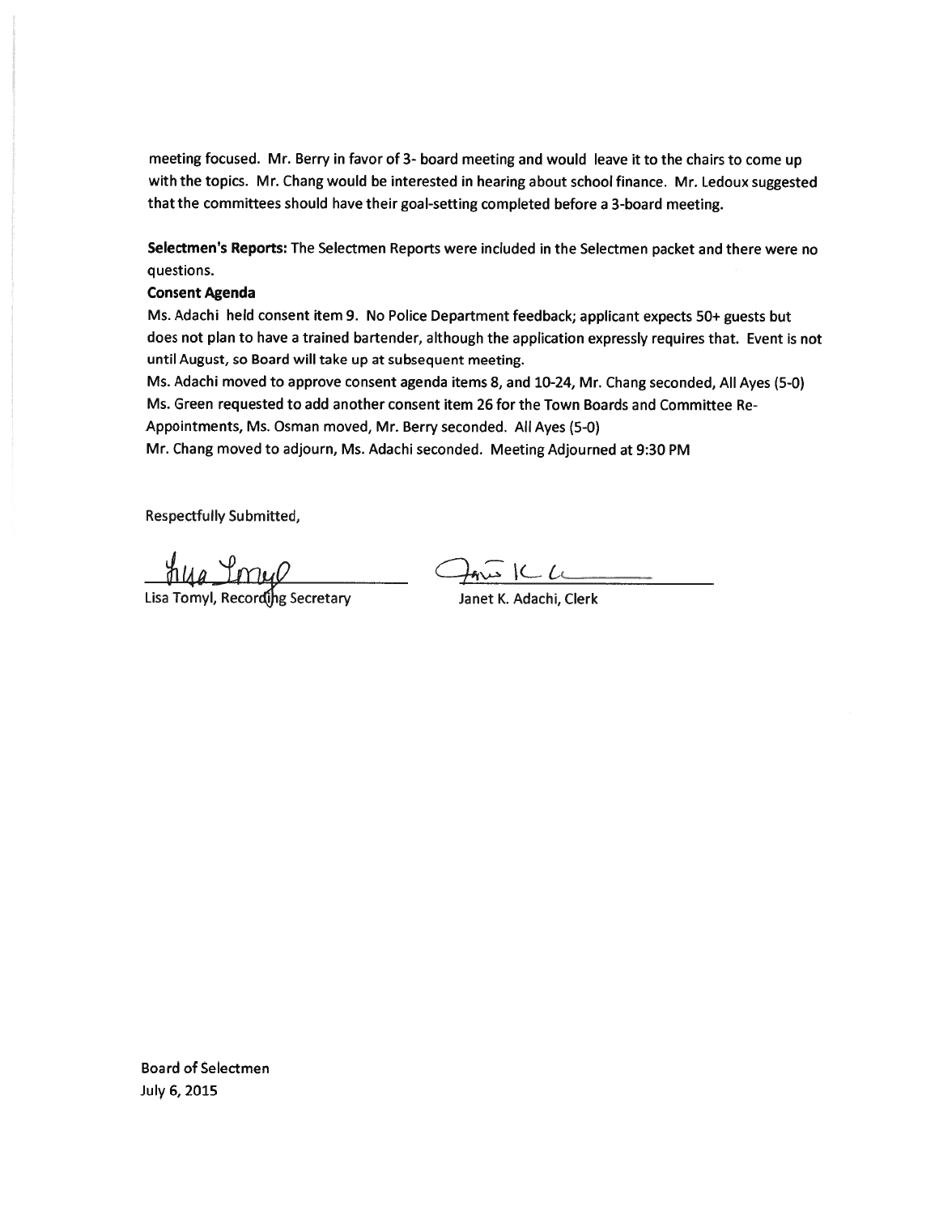meeting focused. Mr. Berry in favor of 3- board meeting and would leave it to the chairs to come up with the topics. Mr. Chang would be interested in hearing about school finance. Mr. Ledoux suggested that the committees should have their goal-setting completed before a 3-board meeting.

**Selectmen's Reports:** The Selectmen Reports were included in the Selectmen packet and there were no questions.

**Consent Agenda**

Ms. Adachi held consent item 9. No Police Department feedback; applicant expects 50+ guests but does not plan to have a trained bartender, although the application expressly requires that. Event is not until August, so Board will take up at subsequent meeting.

Ms. Adachi moved to approve consent agenda items 8, and 10-24, Mr. Chang seconded, All Ayes (5-0)

Ms. Green requested to add another consent item 26 for the Town Boards and Committee Re-Appointments, Ms. Osman moved, Mr. Berry seconded. All Ayes (5-0)

Mr. Chang moved to adjourn, Ms. Adachi seconded. Meeting Adjourned at 9:30 PM

Respectfully Submitted,

Lisa Tomyl, Recording Secretary

Janet K. Adachi, Clerk

Board of Selectmen
July 6, 2015